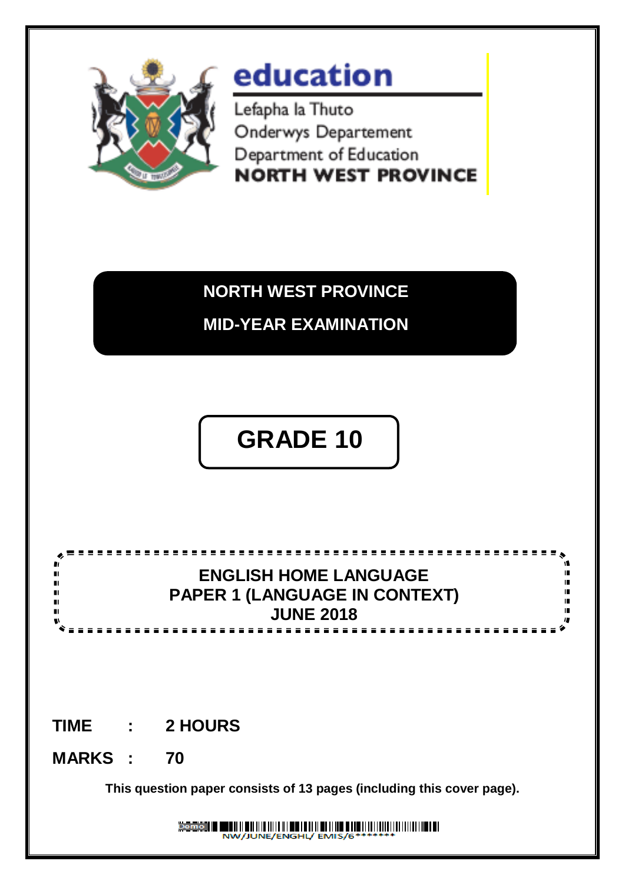# education

Lefapha la Thuto
Onderwys Departement
Department of Education
**NORTH WEST PROVINCE**

## NORTH WEST PROVINCE

## MID-YEAR EXAMINATION

# GRADE 10

## ENGLISH HOME LANGUAGE
## PAPER 1 (LANGUAGE IN CONTEXT)
## JUNE 2018

**TIME : 2 HOURS**

**MARKS : 70**

**This question paper consists of 13 pages (including this cover page).**

NW/JUNE/ENGHL/ EMIS/6*******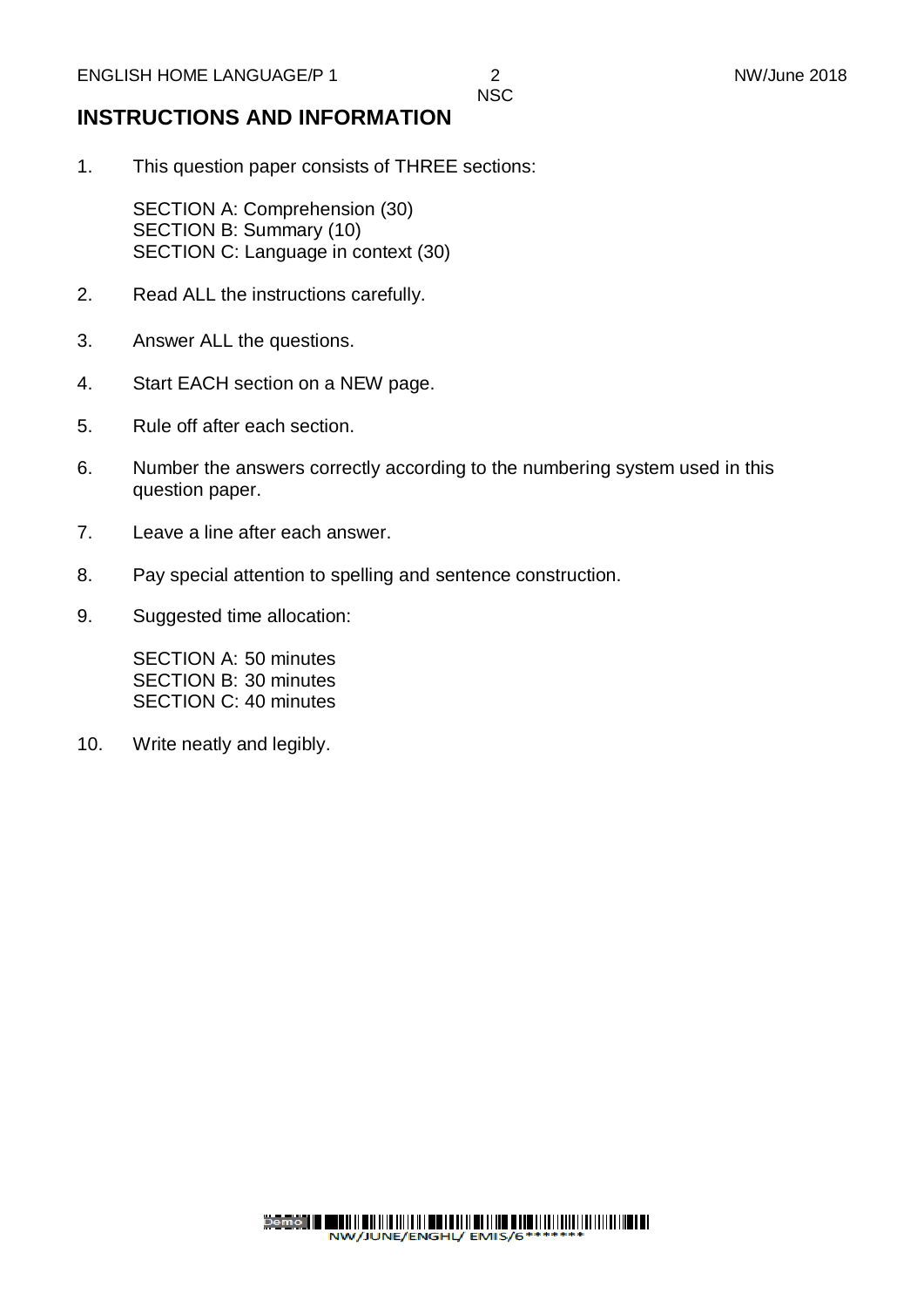## INSTRUCTIONS AND INFORMATION

1. This question paper consists of THREE sections:

   SECTION A: Comprehension (30)
   SECTION B: Summary (10)
   SECTION C: Language in context (30)

2. Read ALL the instructions carefully.

3. Answer ALL the questions.

4. Start EACH section on a NEW page.

5. Rule off after each section.

6. Number the answers correctly according to the numbering system used in this question paper.

7. Leave a line after each answer.

8. Pay special attention to spelling and sentence construction.

9. Suggested time allocation:

   SECTION A: 50 minutes
   SECTION B: 30 minutes
   SECTION C: 40 minutes

10. Write neatly and legibly.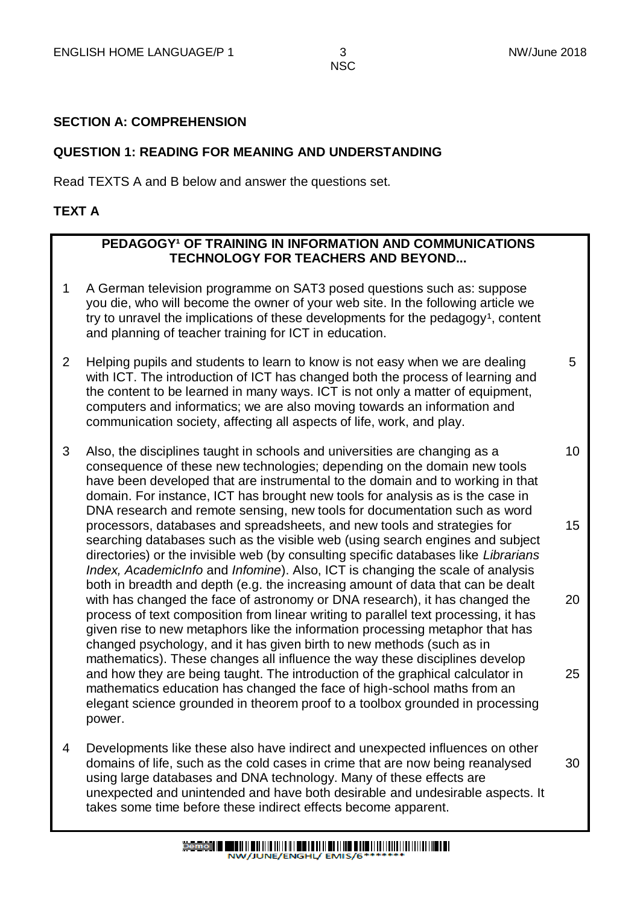## SECTION A: COMPREHENSION

### QUESTION 1: READING FOR MEANING AND UNDERSTANDING

Read TEXTS A and B below and answer the questions set.

### TEXT A

**PEDAGOGY[1] OF TRAINING IN INFORMATION AND COMMUNICATIONS TECHNOLOGY FOR TEACHERS AND BEYOND...**

1 A German television programme on SAT3 posed questions such as: suppose you die, who will become the owner of your web site. In the following article we try to unravel the implications of these developments for the pedagogy[1], content and planning of teacher training for ICT in education.

2 Helping pupils and students to learn to know is not easy when we are dealing with ICT. The introduction of ICT has changed both the process of learning and the content to be learned in many ways. ICT is not only a matter of equipment, computers and informatics; we are also moving towards an information and communication society, affecting all aspects of life, work, and play. (5)

3 Also, the disciplines taught in schools and universities are changing as a consequence of these new technologies; depending on the domain new tools have been developed that are instrumental to the domain and to working in that domain. For instance, ICT has brought new tools for analysis as is the case in DNA research and remote sensing, new tools for documentation such as word processors, databases and spreadsheets, and new tools and strategies for searching databases such as the visible web (using search engines and subject directories) or the invisible web (by consulting specific databases like *Librarians Index, AcademicInfo* and *Infomine*). Also, ICT is changing the scale of analysis both in breadth and depth (e.g. the increasing amount of data that can be dealt with has changed the face of astronomy or DNA research), it has changed the process of text composition from linear writing to parallel text processing, it has given rise to new metaphors like the information processing metaphor that has changed psychology, and it has given birth to new methods (such as in mathematics). These changes all influence the way these disciplines develop and how they are being taught. The introduction of the graphical calculator in mathematics education has changed the face of high-school maths from an elegant science grounded in theorem proof to a toolbox grounded in processing power. (10) (15) (20) (25)

4 Developments like these also have indirect and unexpected influences on other domains of life, such as the cold cases in crime that are now being reanalysed using large databases and DNA technology. Many of these effects are unexpected and unintended and have both desirable and undesirable aspects. It takes some time before these indirect effects become apparent. (30)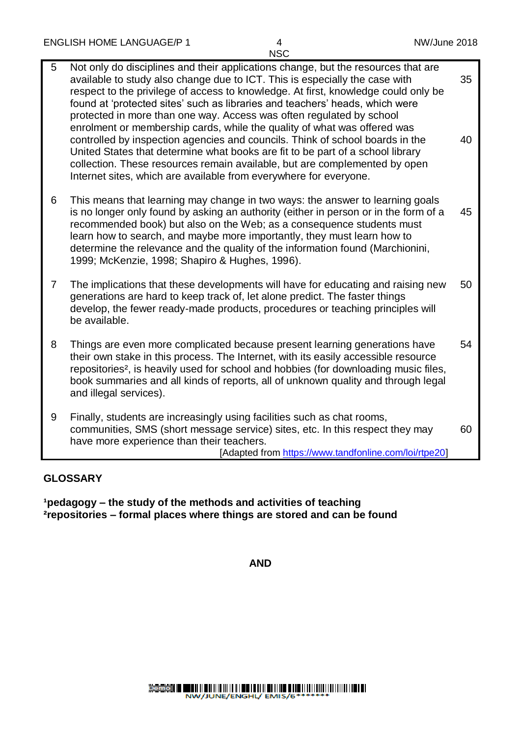5 Not only do disciplines and their applications change, but the resources that are available to study also change due to ICT. This is especially the case with respect to the privilege of access to knowledge. At first, knowledge could only be found at 'protected sites' such as libraries and teachers' heads, which were protected in more than one way. Access was often regulated by school enrolment or membership cards, while the quality of what was offered was controlled by inspection agencies and councils. Think of school boards in the United States that determine what books are fit to be part of a school library collection. These resources remain available, but are complemented by open Internet sites, which are available from everywhere for everyone.

6 This means that learning may change in two ways: the answer to learning goals is no longer only found by asking an authority (either in person or in the form of a recommended book) but also on the Web; as a consequence students must learn how to search, and maybe more importantly, they must learn how to determine the relevance and the quality of the information found (Marchionini, 1999; McKenzie, 1998; Shapiro & Hughes, 1996).

7 The implications that these developments will have for educating and raising new generations are hard to keep track of, let alone predict. The faster things develop, the fewer ready-made products, procedures or teaching principles will be available.

8 Things are even more complicated because present learning generations have their own stake in this process. The Internet, with its easily accessible resource repositories[2], is heavily used for school and hobbies (for downloading music files, book summaries and all kinds of reports, all of unknown quality and through legal and illegal services).

9 Finally, students are increasingly using facilities such as chat rooms, communities, SMS (short message service) sites, etc. In this respect they may have more experience than their teachers.

[Adapted from https://www.tandfonline.com/loi/rtpe20]

## GLOSSARY

**[1]pedagogy – the study of the methods and activities of teaching**
**[2]repositories – formal places where things are stored and can be found**

**AND**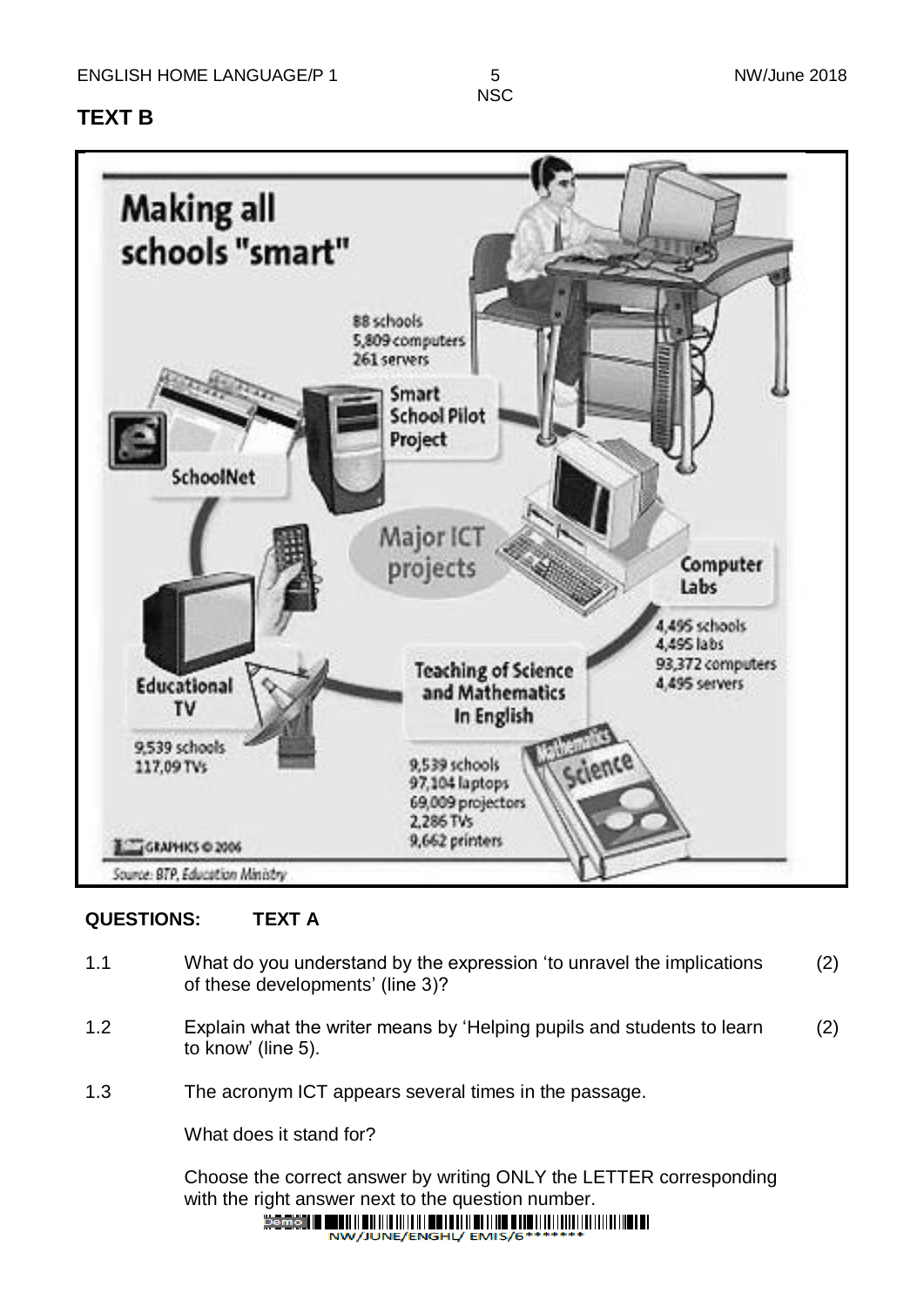## TEXT B

**Making all schools "smart"**

Major ICT projects

**Smart School Pilot Project**
88 schools
5,809 computers
261 servers

**SchoolNet**

**Computer Labs**
4,495 schools
4,495 labs
93,372 computers
4,495 servers

**Teaching of Science and Mathematics In English**
9,539 schools
97,104 laptops
69,009 projectors
2,286 TVs
9,662 printers

**Educational TV**
9,539 schools
117,09 TVs

GRAPHICS © 2006

Source: BTP, Education Ministry

**QUESTIONS: TEXT A**

1.1 What do you understand by the expression 'to unravel the implications of these developments' (line 3)? (2)

1.2 Explain what the writer means by 'Helping pupils and students to learn to know' (line 5). (2)

1.3 The acronym ICT appears several times in the passage.

What does it stand for?

Choose the correct answer by writing ONLY the LETTER corresponding with the right answer next to the question number.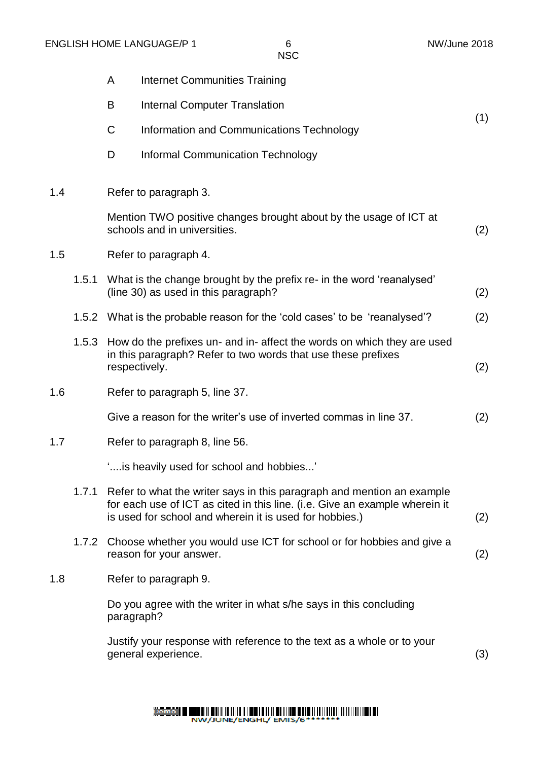A Internet Communities Training

B Internal Computer Translation

C Information and Communications Technology

D Informal Communication Technology (1)

1.4 Refer to paragraph 3.

Mention TWO positive changes brought about by the usage of ICT at schools and in universities. (2)

1.5 Refer to paragraph 4.

1.5.1 What is the change brought by the prefix re- in the word 'reanalysed' (line 30) as used in this paragraph? (2)

1.5.2 What is the probable reason for the 'cold cases' to be 'reanalysed'? (2)

1.5.3 How do the prefixes un- and in- affect the words on which they are used in this paragraph? Refer to two words that use these prefixes respectively. (2)

1.6 Refer to paragraph 5, line 37.

Give a reason for the writer's use of inverted commas in line 37. (2)

1.7 Refer to paragraph 8, line 56.

'....is heavily used for school and hobbies...'

1.7.1 Refer to what the writer says in this paragraph and mention an example for each use of ICT as cited in this line. (i.e. Give an example wherein it is used for school and wherein it is used for hobbies.) (2)

1.7.2 Choose whether you would use ICT for school or for hobbies and give a reason for your answer. (2)

1.8 Refer to paragraph 9.

Do you agree with the writer in what s/he says in this concluding paragraph?

Justify your response with reference to the text as a whole or to your general experience. (3)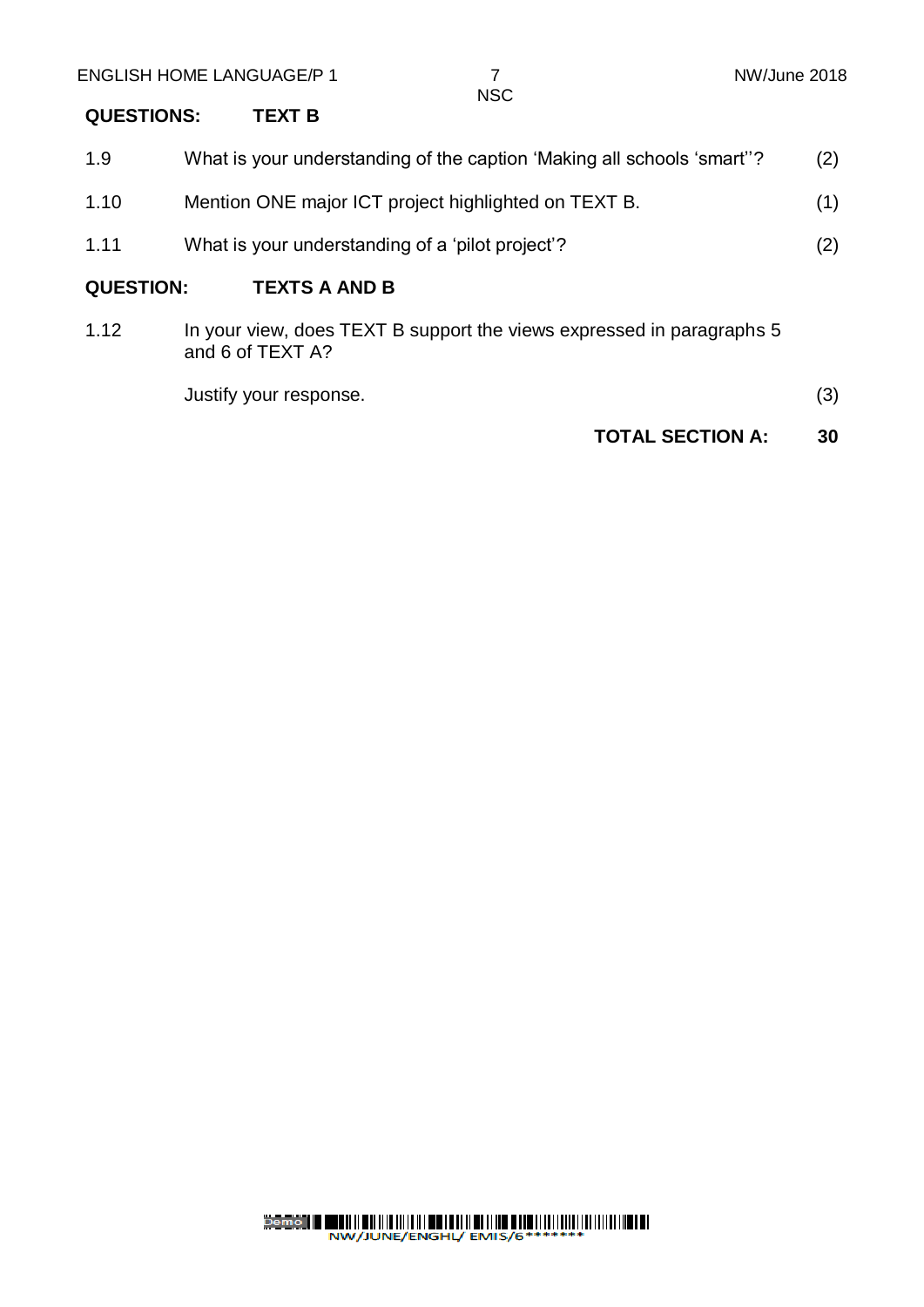**QUESTIONS: TEXT B**

| | | |
|---|---|---|
| 1.9 | What is your understanding of the caption 'Making all schools 'smart''? | (2) |
| 1.10 | Mention ONE major ICT project highlighted on TEXT B. | (1) |
| 1.11 | What is your understanding of a 'pilot project'? | (2) |

**QUESTION: TEXTS A AND B**

| | | |
|---|---|---|
| 1.12 | In your view, does TEXT B support the views expressed in paragraphs 5 and 6 of TEXT A?<br><br>Justify your response. | (3) |

**TOTAL SECTION A: 30**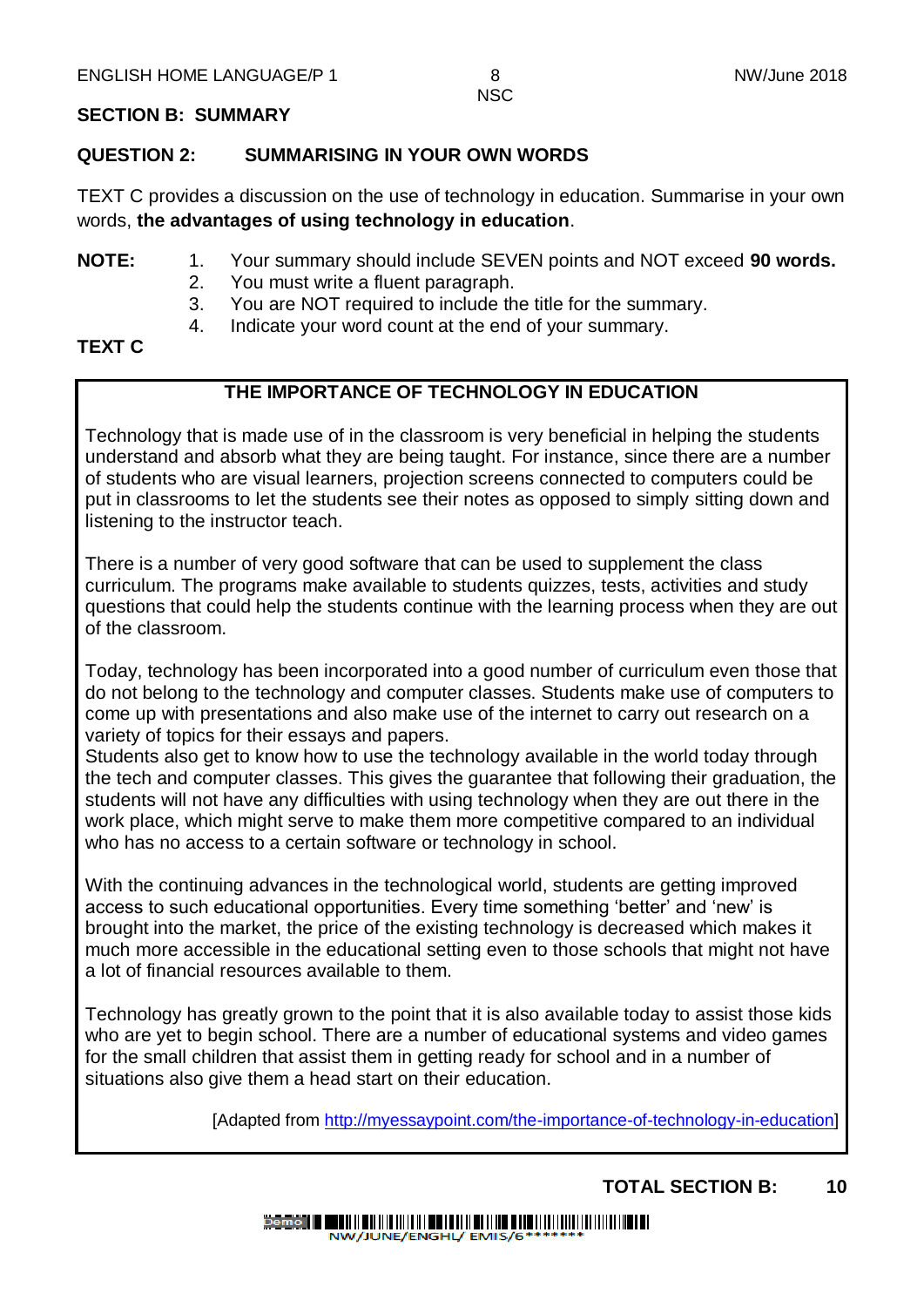## SECTION B: SUMMARY

### QUESTION 2: SUMMARISING IN YOUR OWN WORDS

TEXT C provides a discussion on the use of technology in education. Summarise in your own words, **the advantages of using technology in education**.

**NOTE:**

1. Your summary should include SEVEN points and NOT exceed **90 words.**
2. You must write a fluent paragraph.
3. You are NOT required to include the title for the summary.
4. Indicate your word count at the end of your summary.

**TEXT C**

**THE IMPORTANCE OF TECHNOLOGY IN EDUCATION**

Technology that is made use of in the classroom is very beneficial in helping the students understand and absorb what they are being taught. For instance, since there are a number of students who are visual learners, projection screens connected to computers could be put in classrooms to let the students see their notes as opposed to simply sitting down and listening to the instructor teach.

There is a number of very good software that can be used to supplement the class curriculum. The programs make available to students quizzes, tests, activities and study questions that could help the students continue with the learning process when they are out of the classroom.

Today, technology has been incorporated into a good number of curriculum even those that do not belong to the technology and computer classes. Students make use of computers to come up with presentations and also make use of the internet to carry out research on a variety of topics for their essays and papers.
Students also get to know how to use the technology available in the world today through the tech and computer classes. This gives the guarantee that following their graduation, the students will not have any difficulties with using technology when they are out there in the work place, which might serve to make them more competitive compared to an individual who has no access to a certain software or technology in school.

With the continuing advances in the technological world, students are getting improved access to such educational opportunities. Every time something 'better' and 'new' is brought into the market, the price of the existing technology is decreased which makes it much more accessible in the educational setting even to those schools that might not have a lot of financial resources available to them.

Technology has greatly grown to the point that it is also available today to assist those kids who are yet to begin school. There are a number of educational systems and video games for the small children that assist them in getting ready for school and in a number of situations also give them a head start on their education.

[Adapted from http://myessaypoint.com/the-importance-of-technology-in-education]

**TOTAL SECTION B: 10**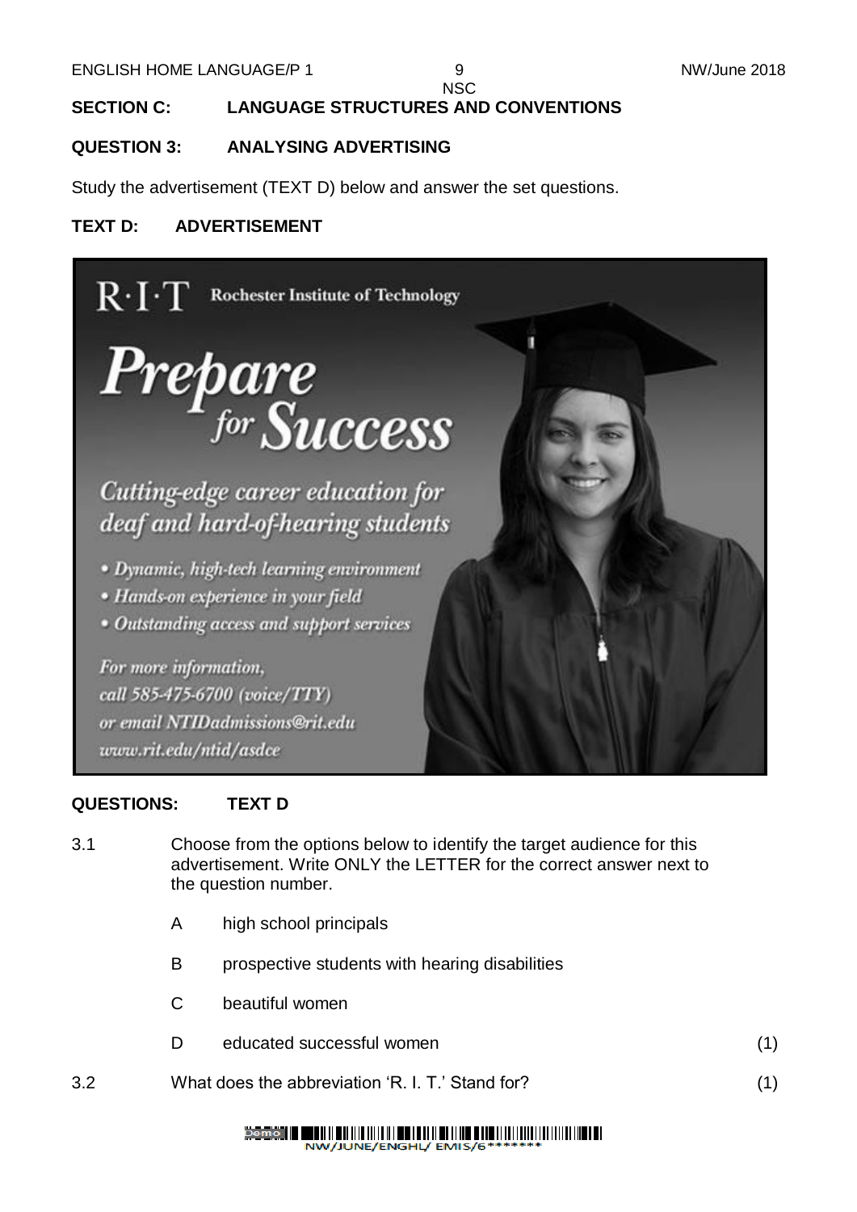## SECTION C: LANGUAGE STRUCTURES AND CONVENTIONS

### QUESTION 3: ANALYSING ADVERTISING

Study the advertisement (TEXT D) below and answer the set questions.

**TEXT D: ADVERTISEMENT**

R·I·T Rochester Institute of Technology

*Prepare for Success*

*Cutting-edge career education for deaf and hard-of-hearing students*

- *Dynamic, high-tech learning environment*
- *Hands-on experience in your field*
- *Outstanding access and support services*

*For more information,*
*call 585-475-6700 (voice/TTY)*
*or email NTIDadmissions@rit.edu*
*www.rit.edu/ntid/asdce*

**QUESTIONS: TEXT D**

3.1 Choose from the options below to identify the target audience for this advertisement. Write ONLY the LETTER for the correct answer next to the question number.

A high school principals

B prospective students with hearing disabilities

C beautiful women

D educated successful women (1)

3.2 What does the abbreviation 'R. I. T.' Stand for? (1)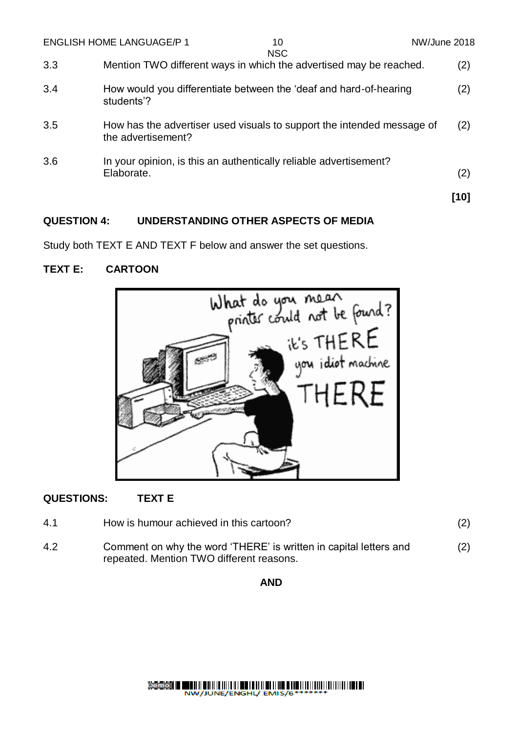| | | |
|---|---|---|
| 3.3 | Mention TWO different ways in which the advertised may be reached. | (2) |
| 3.4 | How would you differentiate between the 'deaf and hard-of-hearing students'? | (2) |
| 3.5 | How has the advertiser used visuals to support the intended message of the advertisement? | (2) |
| 3.6 | In your opinion, is this an authentically reliable advertisement? Elaborate. | (2) |
| | | **[10]** |

## QUESTION 4: UNDERSTANDING OTHER ASPECTS OF MEDIA

Study both TEXT E AND TEXT F below and answer the set questions.

### TEXT E: CARTOON

### QUESTIONS: TEXT E

| | | |
|---|---|---|
| 4.1 | How is humour achieved in this cartoon? | (2) |
| 4.2 | Comment on why the word 'THERE' is written in capital letters and repeated. Mention TWO different reasons. | (2) |

**AND**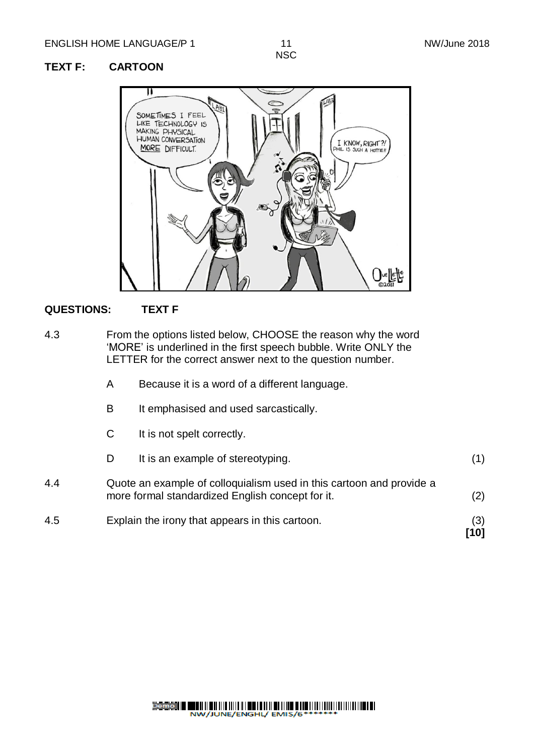**TEXT F: CARTOON**

**QUESTIONS: TEXT F**

4.3 From the options listed below, CHOOSE the reason why the word 'MORE' is underlined in the first speech bubble. Write ONLY the LETTER for the correct answer next to the question number.

A Because it is a word of a different language.

B It emphasised and used sarcastically.

C It is not spelt correctly.

D It is an example of stereotyping. (1)

4.4 Quote an example of colloquialism used in this cartoon and provide a more formal standardized English concept for it. (2)

4.5 Explain the irony that appears in this cartoon. (3)

**[10]**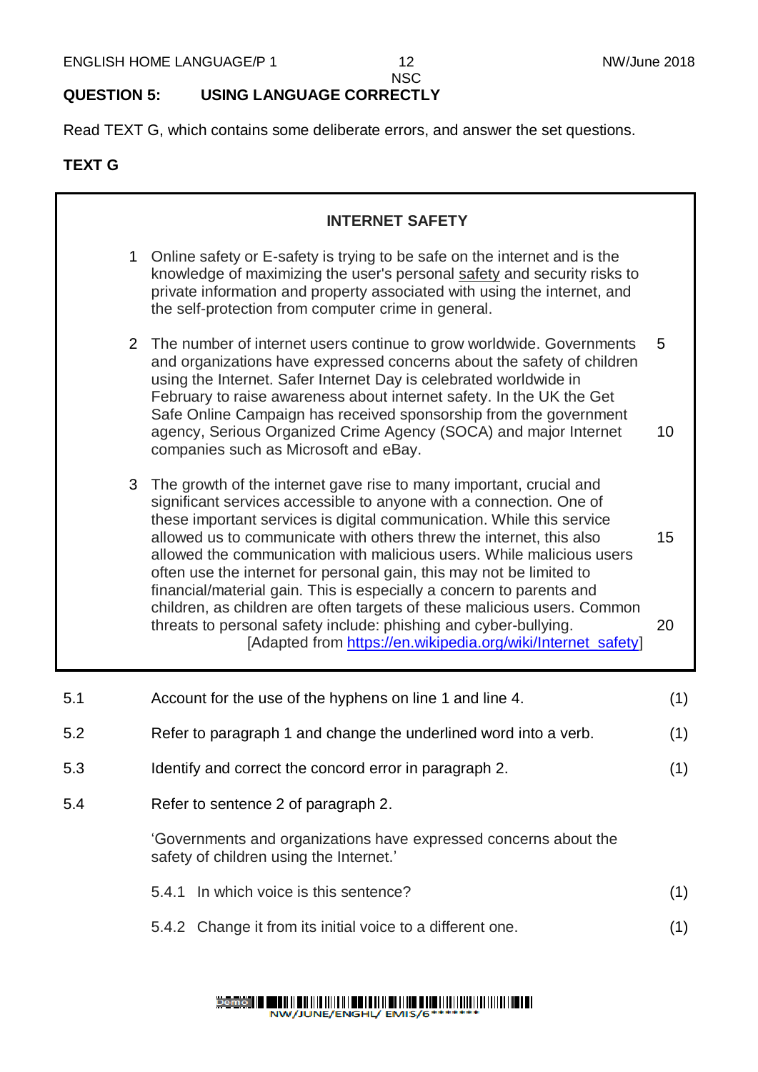## QUESTION 5: USING LANGUAGE CORRECTLY

Read TEXT G, which contains some deliberate errors, and answer the set questions.

**TEXT G**

**INTERNET SAFETY**

1 Online safety or E-safety is trying to be safe on the internet and is the knowledge of maximizing the user's personal safety and security risks to private information and property associated with using the internet, and the self-protection from computer crime in general.

2 The number of internet users continue to grow worldwide. Governments and organizations have expressed concerns about the safety of children using the Internet. Safer Internet Day is celebrated worldwide in February to raise awareness about internet safety. In the UK the Get Safe Online Campaign has received sponsorship from the government agency, Serious Organized Crime Agency (SOCA) and major Internet companies such as Microsoft and eBay.

3 The growth of the internet gave rise to many important, crucial and significant services accessible to anyone with a connection. One of these important services is digital communication. While this service allowed us to communicate with others threw the internet, this also allowed the communication with malicious users. While malicious users often use the internet for personal gain, this may not be limited to financial/material gain. This is especially a concern to parents and children, as children are often targets of these malicious users. Common threats to personal safety include: phishing and cyber-bullying.

[Adapted from https://en.wikipedia.org/wiki/Internet_safety]

5.1 Account for the use of the hyphens on line 1 and line 4. (1)

5.2 Refer to paragraph 1 and change the underlined word into a verb. (1)

5.3 Identify and correct the concord error in paragraph 2. (1)

5.4 Refer to sentence 2 of paragraph 2.

'Governments and organizations have expressed concerns about the safety of children using the Internet.'

5.4.1 In which voice is this sentence? (1)

5.4.2 Change it from its initial voice to a different one. (1)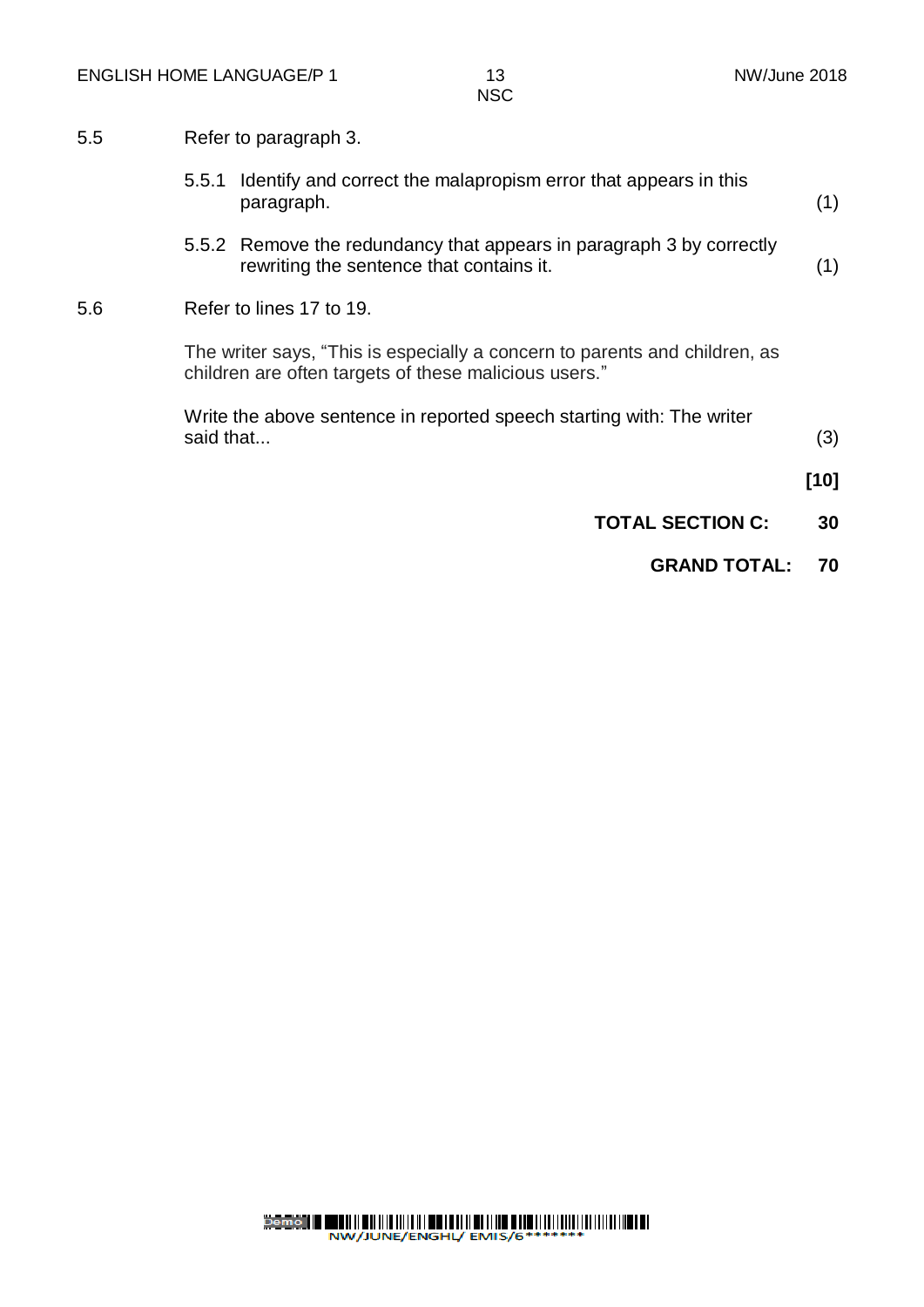5.5 Refer to paragraph 3.

5.5.1 Identify and correct the malapropism error that appears in this paragraph. (1)

5.5.2 Remove the redundancy that appears in paragraph 3 by correctly rewriting the sentence that contains it. (1)

5.6 Refer to lines 17 to 19.

The writer says, "This is especially a concern to parents and children, as children are often targets of these malicious users."

Write the above sentence in reported speech starting with: The writer said that... (3)

**[10]**

**TOTAL SECTION C: 30**

**GRAND TOTAL: 70**